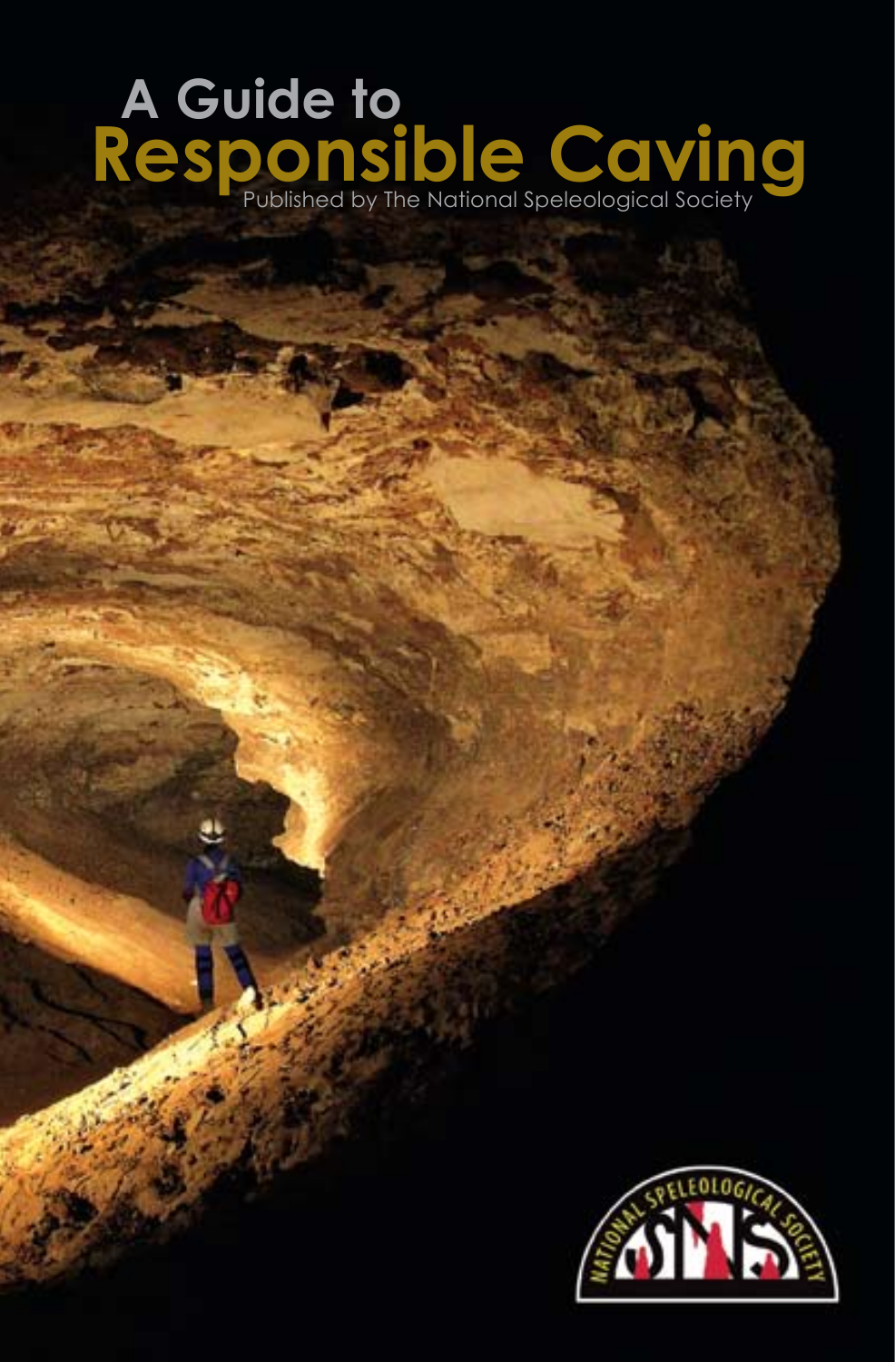# A Guide to Responsible Caving

Published by The National Speleological Society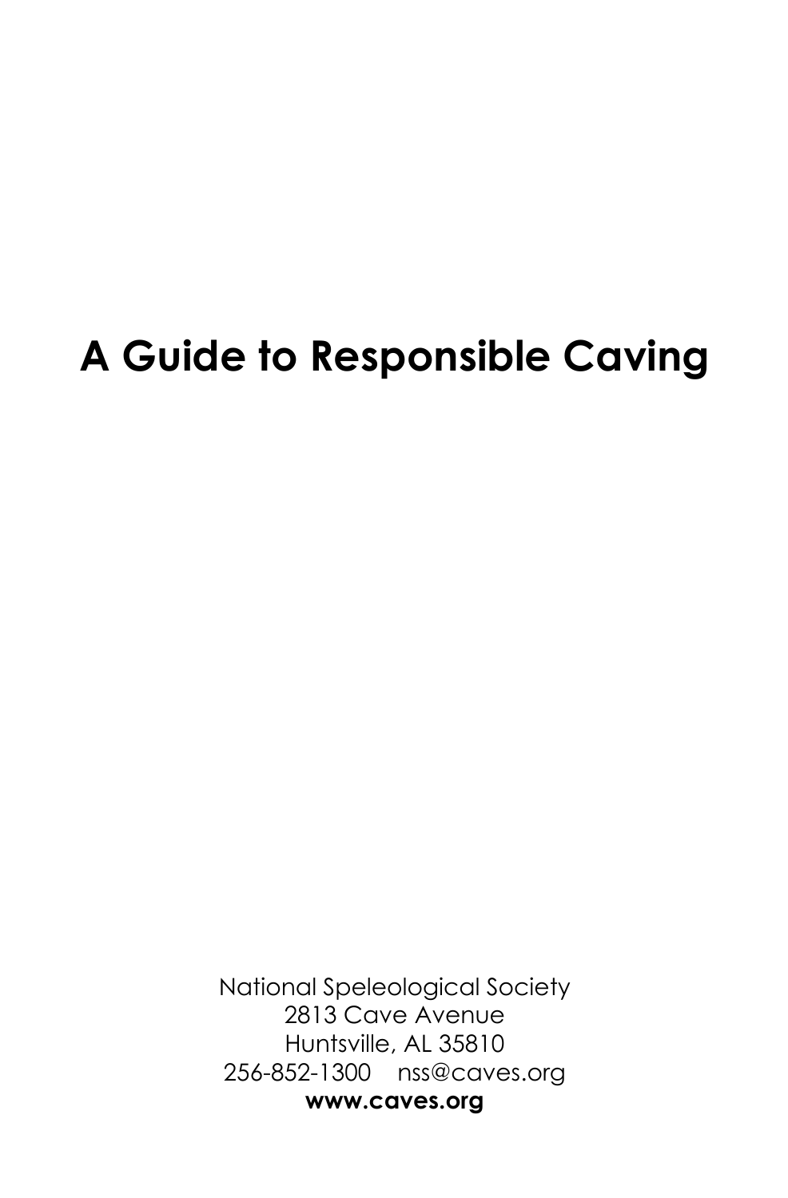# A Guide to Responsible Caving

National Speleological Society
2813 Cave Avenue
Huntsville, AL 35810
256-852-1300 nss@caves.org
**www.caves.org**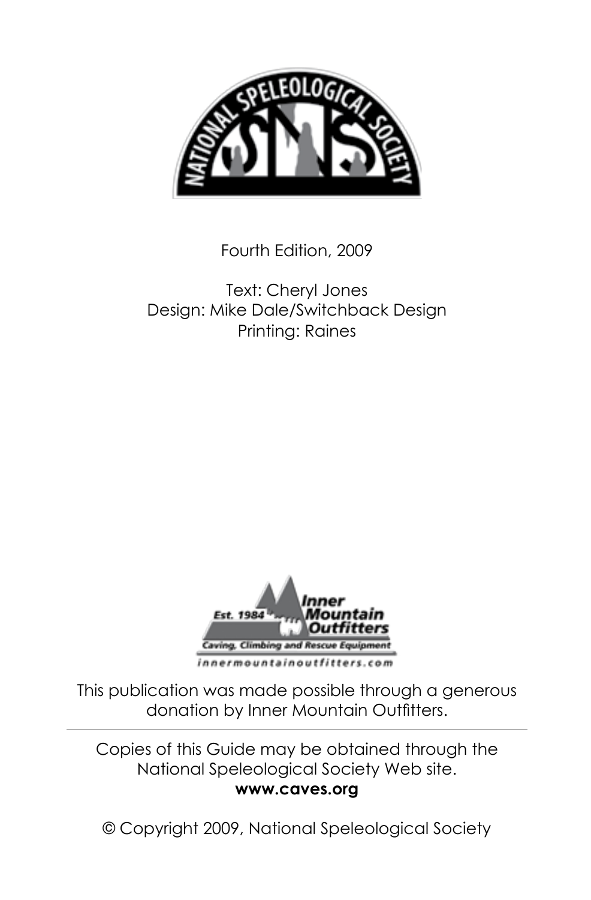Fourth Edition, 2009

Text: Cheryl Jones
Design: Mike Dale/Switchback Design
Printing: Raines

This publication was made possible through a generous donation by Inner Mountain Outfitters.

---

Copies of this Guide may be obtained through the National Speleological Society Web site.
**www.caves.org**

© Copyright 2009, National Speleological Society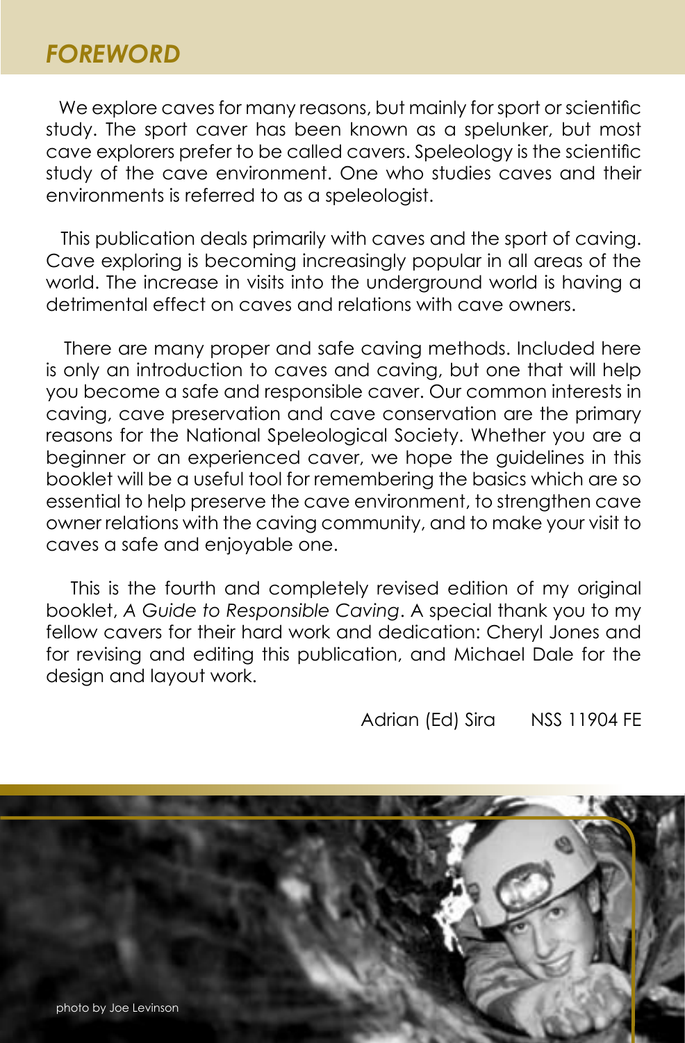# FOREWORD

We explore caves for many reasons, but mainly for sport or scientific study. The sport caver has been known as a spelunker, but most cave explorers prefer to be called cavers. Speleology is the scientific study of the cave environment. One who studies caves and their environments is referred to as a speleologist.

This publication deals primarily with caves and the sport of caving. Cave exploring is becoming increasingly popular in all areas of the world. The increase in visits into the underground world is having a detrimental effect on caves and relations with cave owners.

There are many proper and safe caving methods. Included here is only an introduction to caves and caving, but one that will help you become a safe and responsible caver. Our common interests in caving, cave preservation and cave conservation are the primary reasons for the National Speleological Society. Whether you are a beginner or an experienced caver, we hope the guidelines in this booklet will be a useful tool for remembering the basics which are so essential to help preserve the cave environment, to strengthen cave owner relations with the caving community, and to make your visit to caves a safe and enjoyable one.

This is the fourth and completely revised edition of my original booklet, *A Guide to Responsible Caving*. A special thank you to my fellow cavers for their hard work and dedication: Cheryl Jones and for revising and editing this publication, and Michael Dale for the design and layout work.

Adrian (Ed) Sira    NSS 11904 FE

photo by Joe Levinson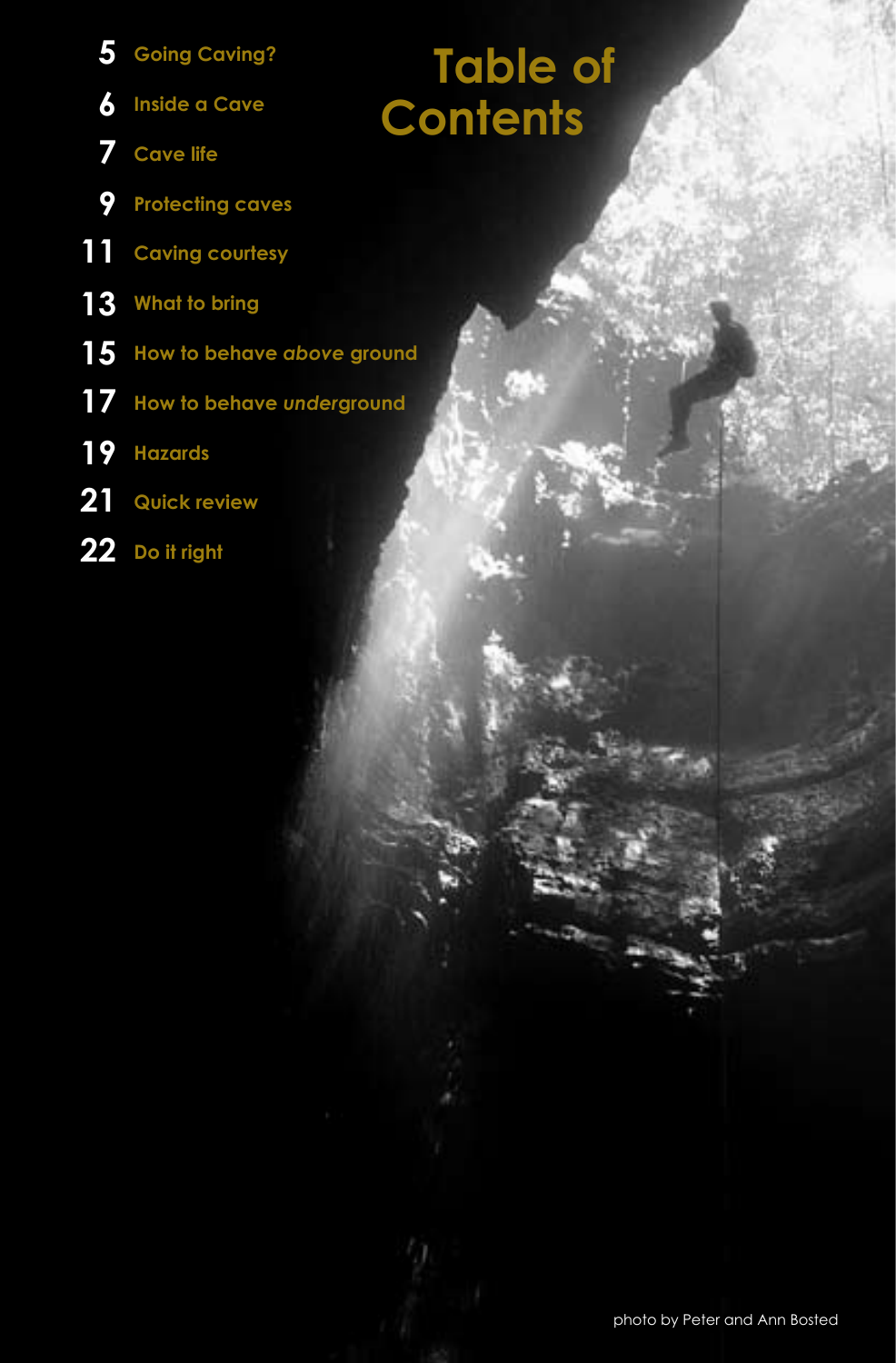# Table of Contents

5 Going Caving?

6 Inside a Cave

7 Cave life

9 Protecting caves

11 Caving courtesy

13 What to bring

15 How to behave *above* ground

17 How to behave *underground*

19 Hazards

21 Quick review

22 Do it right

photo by Peter and Ann Bosted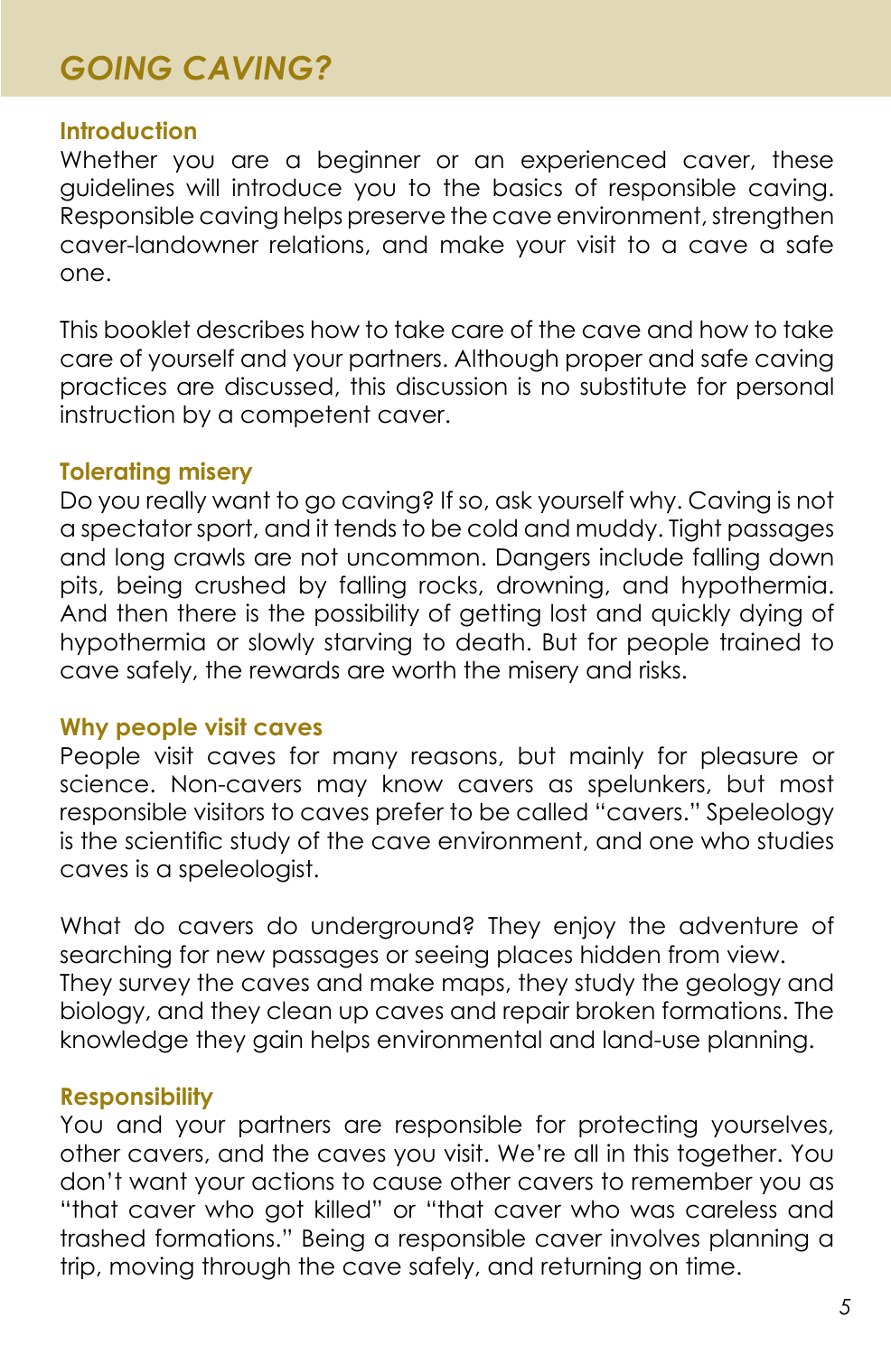# GOING CAVING?

### Introduction

Whether you are a beginner or an experienced caver, these guidelines will introduce you to the basics of responsible caving. Responsible caving helps preserve the cave environment, strengthen caver-landowner relations, and make your visit to a cave a safe one.

This booklet describes how to take care of the cave and how to take care of yourself and your partners. Although proper and safe caving practices are discussed, this discussion is no substitute for personal instruction by a competent caver.

### Tolerating misery

Do you really want to go caving? If so, ask yourself why. Caving is not a spectator sport, and it tends to be cold and muddy. Tight passages and long crawls are not uncommon. Dangers include falling down pits, being crushed by falling rocks, drowning, and hypothermia. And then there is the possibility of getting lost and quickly dying of hypothermia or slowly starving to death. But for people trained to cave safely, the rewards are worth the misery and risks.

### Why people visit caves

People visit caves for many reasons, but mainly for pleasure or science. Non-cavers may know cavers as spelunkers, but most responsible visitors to caves prefer to be called "cavers." Speleology is the scientific study of the cave environment, and one who studies caves is a speleologist.

What do cavers do underground? They enjoy the adventure of searching for new passages or seeing places hidden from view. They survey the caves and make maps, they study the geology and biology, and they clean up caves and repair broken formations. The knowledge they gain helps environmental and land-use planning.

### Responsibility

You and your partners are responsible for protecting yourselves, other cavers, and the caves you visit. We're all in this together. You don't want your actions to cause other cavers to remember you as "that caver who got killed" or "that caver who was careless and trashed formations." Being a responsible caver involves planning a trip, moving through the cave safely, and returning on time.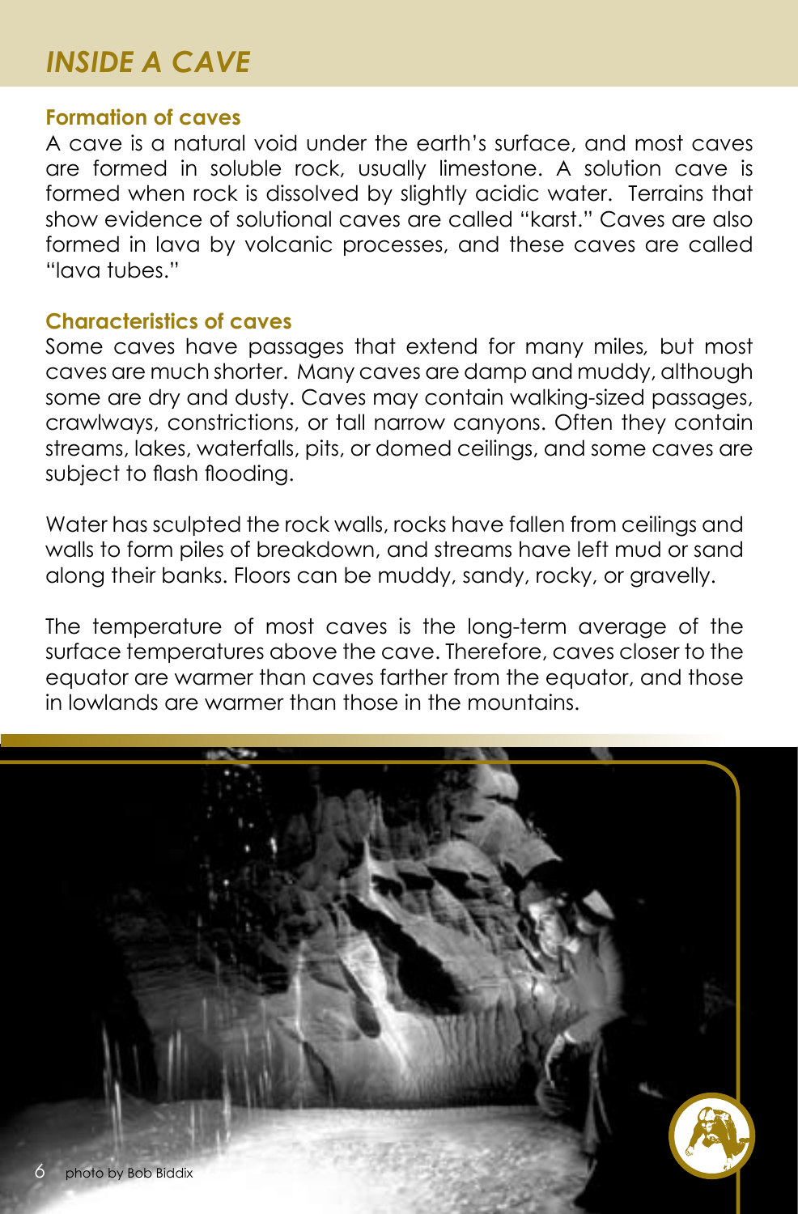# INSIDE A CAVE

### Formation of caves

A cave is a natural void under the earth's surface, and most caves are formed in soluble rock, usually limestone. A solution cave is formed when rock is dissolved by slightly acidic water. Terrains that show evidence of solutional caves are called "karst." Caves are also formed in lava by volcanic processes, and these caves are called "lava tubes."

### Characteristics of caves

Some caves have passages that extend for many miles, but most caves are much shorter. Many caves are damp and muddy, although some are dry and dusty. Caves may contain walking-sized passages, crawlways, constrictions, or tall narrow canyons. Often they contain streams, lakes, waterfalls, pits, or domed ceilings, and some caves are subject to flash flooding.

Water has sculpted the rock walls, rocks have fallen from ceilings and walls to form piles of breakdown, and streams have left mud or sand along their banks. Floors can be muddy, sandy, rocky, or gravelly.

The temperature of most caves is the long-term average of the surface temperatures above the cave. Therefore, caves closer to the equator are warmer than caves farther from the equator, and those in lowlands are warmer than those in the mountains.

photo by Bob Biddix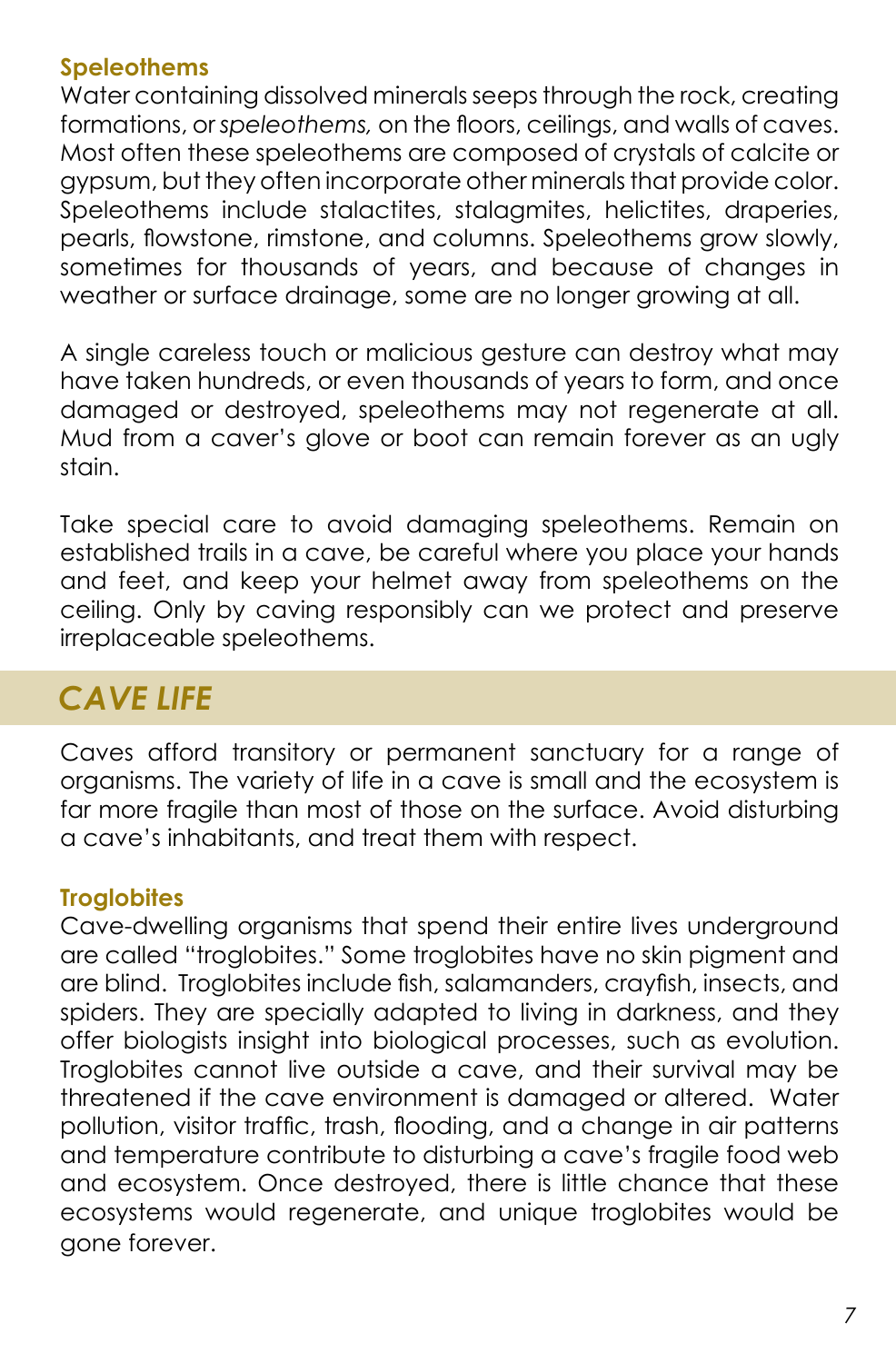### Speleothems

Water containing dissolved minerals seeps through the rock, creating formations, or *speleothems,* on the floors, ceilings, and walls of caves. Most often these speleothems are composed of crystals of calcite or gypsum, but they often incorporate other minerals that provide color. Speleothems include stalactites, stalagmites, helictites, draperies, pearls, flowstone, rimstone, and columns. Speleothems grow slowly, sometimes for thousands of years, and because of changes in weather or surface drainage, some are no longer growing at all.

A single careless touch or malicious gesture can destroy what may have taken hundreds, or even thousands of years to form, and once damaged or destroyed, speleothems may not regenerate at all. Mud from a caver's glove or boot can remain forever as an ugly stain.

Take special care to avoid damaging speleothems. Remain on established trails in a cave, be careful where you place your hands and feet, and keep your helmet away from speleothems on the ceiling. Only by caving responsibly can we protect and preserve irreplaceable speleothems.

## *CAVE LIFE*

Caves afford transitory or permanent sanctuary for a range of organisms. The variety of life in a cave is small and the ecosystem is far more fragile than most of those on the surface. Avoid disturbing a cave's inhabitants, and treat them with respect.

### Troglobites

Cave-dwelling organisms that spend their entire lives underground are called "troglobites." Some troglobites have no skin pigment and are blind. Troglobites include fish, salamanders, crayfish, insects, and spiders. They are specially adapted to living in darkness, and they offer biologists insight into biological processes, such as evolution. Troglobites cannot live outside a cave, and their survival may be threatened if the cave environment is damaged or altered. Water pollution, visitor traffic, trash, flooding, and a change in air patterns and temperature contribute to disturbing a cave's fragile food web and ecosystem. Once destroyed, there is little chance that these ecosystems would regenerate, and unique troglobites would be gone forever.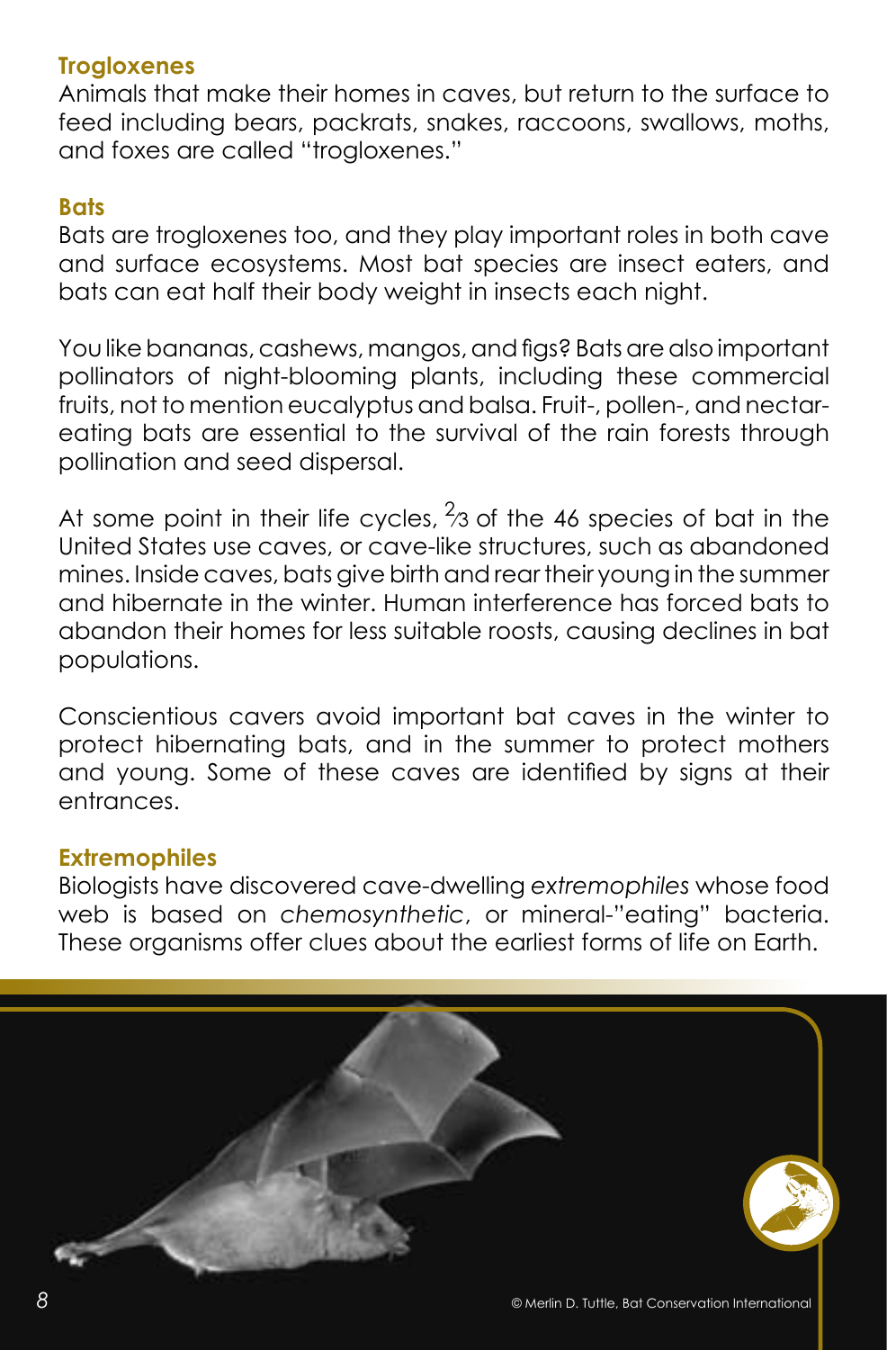### Trogloxenes

Animals that make their homes in caves, but return to the surface to feed including bears, packrats, snakes, raccoons, swallows, moths, and foxes are called "trogloxenes."

### Bats

Bats are trogloxenes too, and they play important roles in both cave and surface ecosystems. Most bat species are insect eaters, and bats can eat half their body weight in insects each night.

You like bananas, cashews, mangos, and figs? Bats are also important pollinators of night-blooming plants, including these commercial fruits, not to mention eucalyptus and balsa. Fruit-, pollen-, and nectar-eating bats are essential to the survival of the rain forests through pollination and seed dispersal.

At some point in their life cycles, ⅔ of the 46 species of bat in the United States use caves, or cave-like structures, such as abandoned mines. Inside caves, bats give birth and rear their young in the summer and hibernate in the winter. Human interference has forced bats to abandon their homes for less suitable roosts, causing declines in bat populations.

Conscientious cavers avoid important bat caves in the winter to protect hibernating bats, and in the summer to protect mothers and young. Some of these caves are identified by signs at their entrances.

### Extremophiles

Biologists have discovered cave-dwelling *extremophiles* whose food web is based on *chemosynthetic*, or mineral-"eating" bacteria. These organisms offer clues about the earliest forms of life on Earth.

© Merlin D. Tuttle, Bat Conservation International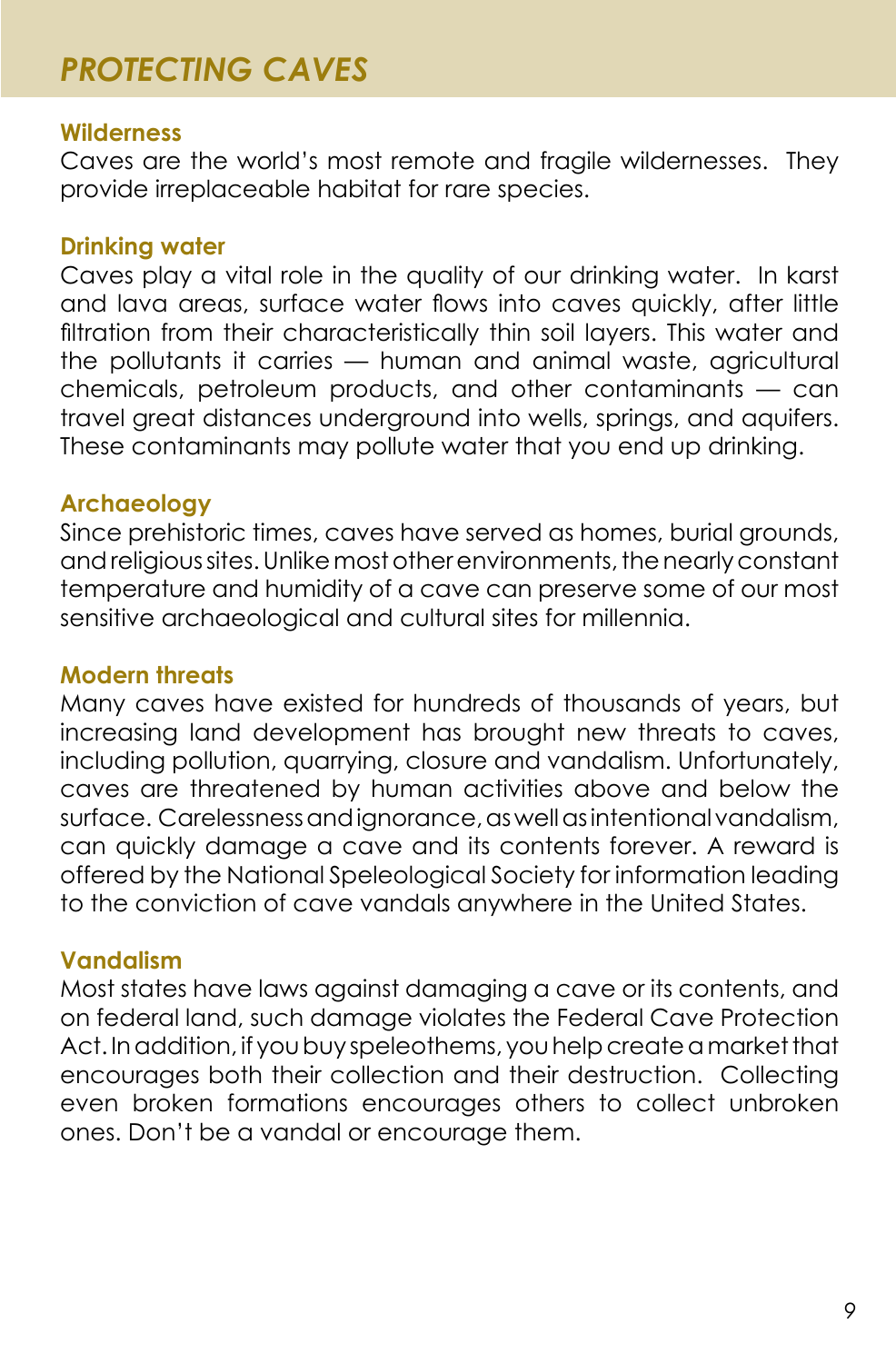# PROTECTING CAVES

## Wilderness

Caves are the world's most remote and fragile wildernesses. They provide irreplaceable habitat for rare species.

## Drinking water

Caves play a vital role in the quality of our drinking water. In karst and lava areas, surface water flows into caves quickly, after little filtration from their characteristically thin soil layers. This water and the pollutants it carries — human and animal waste, agricultural chemicals, petroleum products, and other contaminants — can travel great distances underground into wells, springs, and aquifers. These contaminants may pollute water that you end up drinking.

## Archaeology

Since prehistoric times, caves have served as homes, burial grounds, and religious sites. Unlike most other environments, the nearly constant temperature and humidity of a cave can preserve some of our most sensitive archaeological and cultural sites for millennia.

## Modern threats

Many caves have existed for hundreds of thousands of years, but increasing land development has brought new threats to caves, including pollution, quarrying, closure and vandalism. Unfortunately, caves are threatened by human activities above and below the surface. Carelessness and ignorance, as well as intentional vandalism, can quickly damage a cave and its contents forever. A reward is offered by the National Speleological Society for information leading to the conviction of cave vandals anywhere in the United States.

## Vandalism

Most states have laws against damaging a cave or its contents, and on federal land, such damage violates the Federal Cave Protection Act. In addition, if you buy speleothems, you help create a market that encourages both their collection and their destruction. Collecting even broken formations encourages others to collect unbroken ones. Don't be a vandal or encourage them.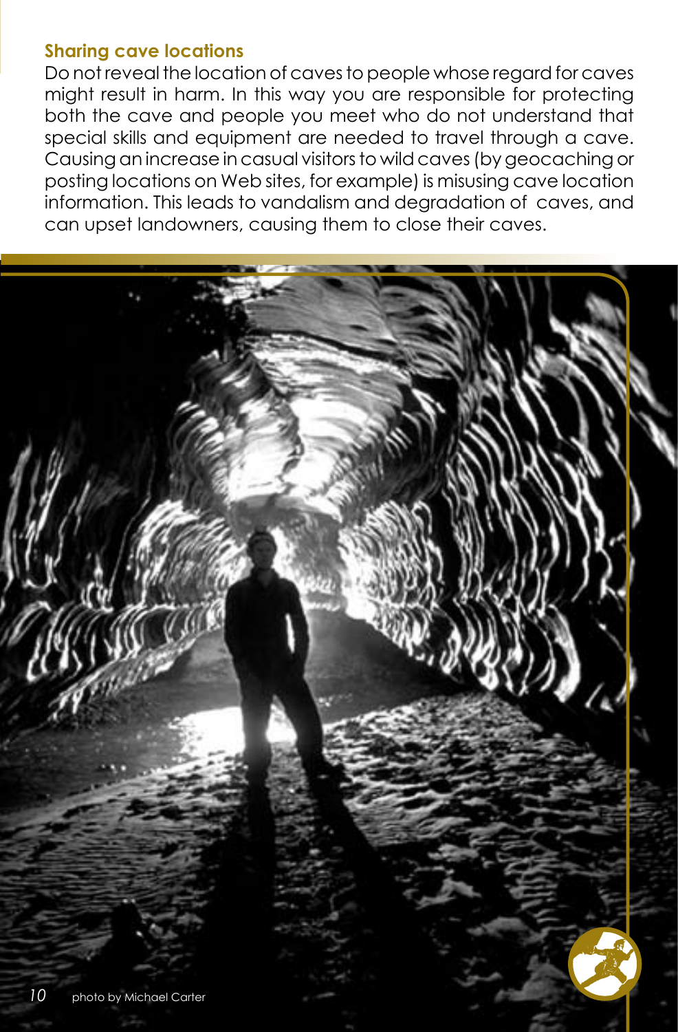### Sharing cave locations

Do not reveal the location of caves to people whose regard for caves might result in harm. In this way you are responsible for protecting both the cave and people you meet who do not understand that special skills and equipment are needed to travel through a cave. Causing an increase in casual visitors to wild caves (by geocaching or posting locations on Web sites, for example) is misusing cave location information. This leads to vandalism and degradation of caves, and can upset landowners, causing them to close their caves.

photo by Michael Carter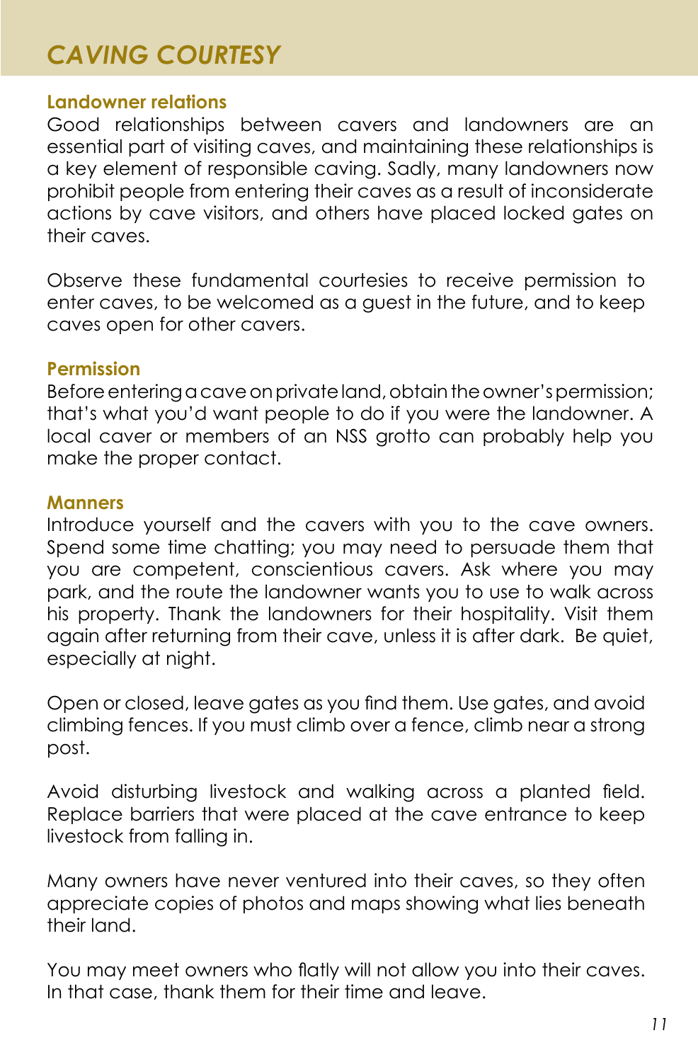# CAVING COURTESY

## Landowner relations

Good relationships between cavers and landowners are an essential part of visiting caves, and maintaining these relationships is a key element of responsible caving. Sadly, many landowners now prohibit people from entering their caves as a result of inconsiderate actions by cave visitors, and others have placed locked gates on their caves.

Observe these fundamental courtesies to receive permission to enter caves, to be welcomed as a guest in the future, and to keep caves open for other cavers.

## Permission

Before entering a cave on private land, obtain the owner's permission; that's what you'd want people to do if you were the landowner. A local caver or members of an NSS grotto can probably help you make the proper contact.

## Manners

Introduce yourself and the cavers with you to the cave owners. Spend some time chatting; you may need to persuade them that you are competent, conscientious cavers. Ask where you may park, and the route the landowner wants you to use to walk across his property. Thank the landowners for their hospitality. Visit them again after returning from their cave, unless it is after dark. Be quiet, especially at night.

Open or closed, leave gates as you find them. Use gates, and avoid climbing fences. If you must climb over a fence, climb near a strong post.

Avoid disturbing livestock and walking across a planted field. Replace barriers that were placed at the cave entrance to keep livestock from falling in.

Many owners have never ventured into their caves, so they often appreciate copies of photos and maps showing what lies beneath their land.

You may meet owners who flatly will not allow you into their caves. In that case, thank them for their time and leave.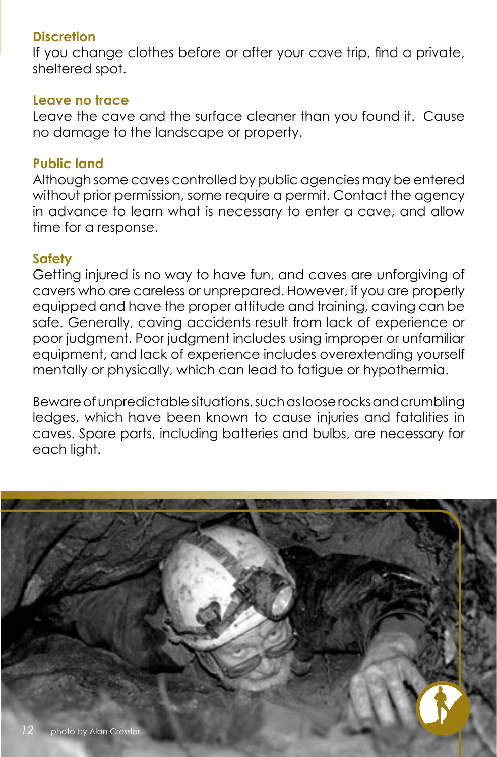### Discretion

If you change clothes before or after your cave trip, find a private, sheltered spot.

### Leave no trace

Leave the cave and the surface cleaner than you found it. Cause no damage to the landscape or property.

### Public land

Although some caves controlled by public agencies may be entered without prior permission, some require a permit. Contact the agency in advance to learn what is necessary to enter a cave, and allow time for a response.

### Safety

Getting injured is no way to have fun, and caves are unforgiving of cavers who are careless or unprepared. However, if you are properly equipped and have the proper attitude and training, caving can be safe. Generally, caving accidents result from lack of experience or poor judgment. Poor judgment includes using improper or unfamiliar equipment, and lack of experience includes overextending yourself mentally or physically, which can lead to fatigue or hypothermia.

Beware of unpredictable situations, such as loose rocks and crumbling ledges, which have been known to cause injuries and fatalities in caves. Spare parts, including batteries and bulbs, are necessary for each light.

photo by Alan Cressler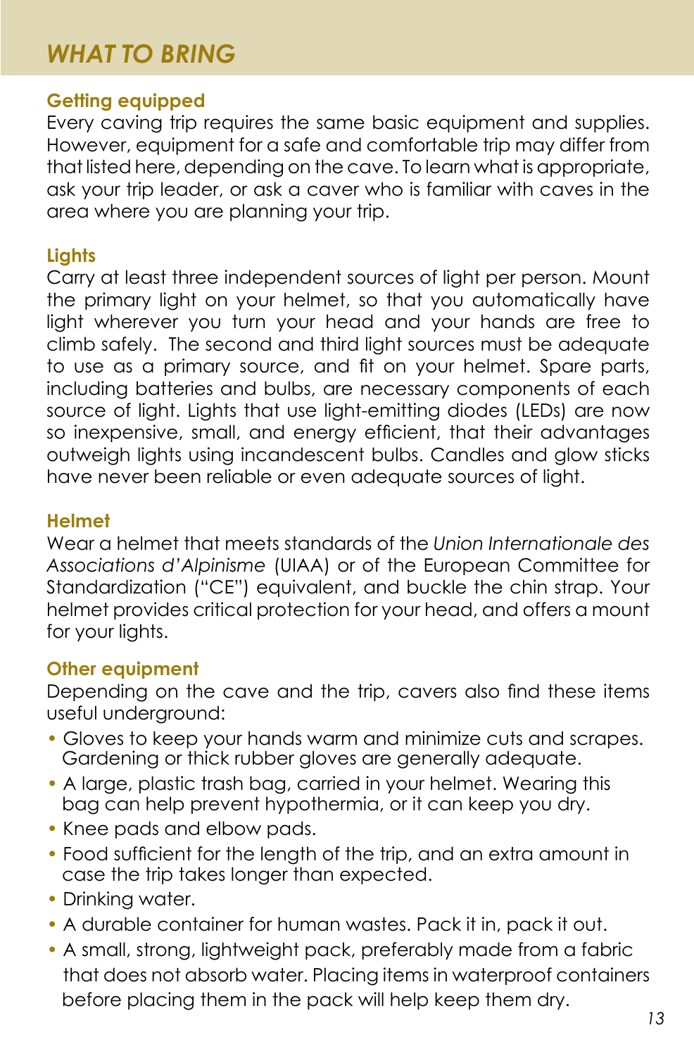# WHAT TO BRING

## Getting equipped

Every caving trip requires the same basic equipment and supplies. However, equipment for a safe and comfortable trip may differ from that listed here, depending on the cave. To learn what is appropriate, ask your trip leader, or ask a caver who is familiar with caves in the area where you are planning your trip.

## Lights

Carry at least three independent sources of light per person. Mount the primary light on your helmet, so that you automatically have light wherever you turn your head and your hands are free to climb safely. The second and third light sources must be adequate to use as a primary source, and fit on your helmet. Spare parts, including batteries and bulbs, are necessary components of each source of light. Lights that use light-emitting diodes (LEDs) are now so inexpensive, small, and energy efficient, that their advantages outweigh lights using incandescent bulbs. Candles and glow sticks have never been reliable or even adequate sources of light.

## Helmet

Wear a helmet that meets standards of the *Union Internationale des Associations d'Alpinisme* (UIAA) or of the European Committee for Standardization ("CE") equivalent, and buckle the chin strap. Your helmet provides critical protection for your head, and offers a mount for your lights.

## Other equipment

Depending on the cave and the trip, cavers also find these items useful underground:

- Gloves to keep your hands warm and minimize cuts and scrapes. Gardening or thick rubber gloves are generally adequate.
- A large, plastic trash bag, carried in your helmet. Wearing this bag can help prevent hypothermia, or it can keep you dry.
- Knee pads and elbow pads.
- Food sufficient for the length of the trip, and an extra amount in case the trip takes longer than expected.
- Drinking water.
- A durable container for human wastes. Pack it in, pack it out.
- A small, strong, lightweight pack, preferably made from a fabric that does not absorb water. Placing items in waterproof containers before placing them in the pack will help keep them dry.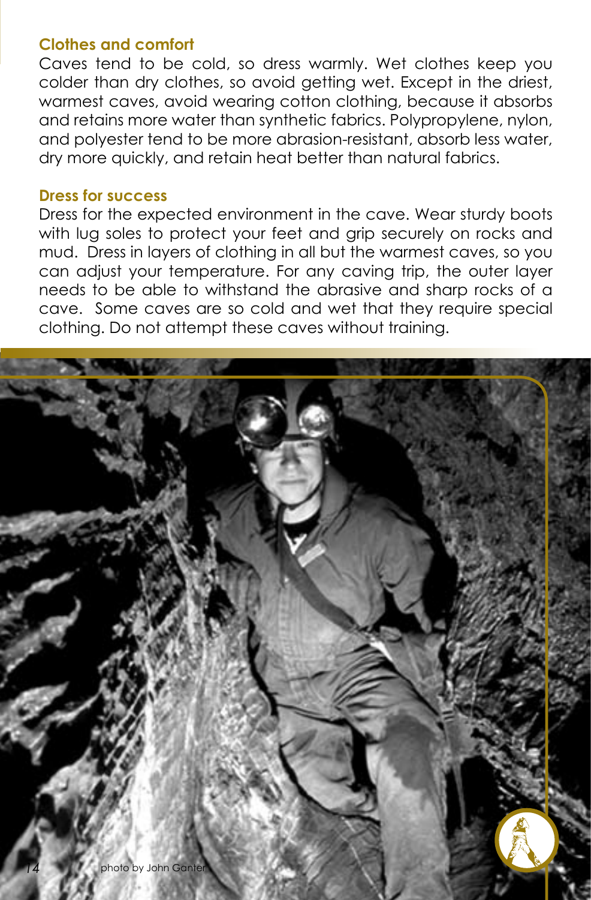## Clothes and comfort

Caves tend to be cold, so dress warmly. Wet clothes keep you colder than dry clothes, so avoid getting wet. Except in the driest, warmest caves, avoid wearing cotton clothing, because it absorbs and retains more water than synthetic fabrics. Polypropylene, nylon, and polyester tend to be more abrasion-resistant, absorb less water, dry more quickly, and retain heat better than natural fabrics.

## Dress for success

Dress for the expected environment in the cave. Wear sturdy boots with lug soles to protect your feet and grip securely on rocks and mud. Dress in layers of clothing in all but the warmest caves, so you can adjust your temperature. For any caving trip, the outer layer needs to be able to withstand the abrasive and sharp rocks of a cave. Some caves are so cold and wet that they require special clothing. Do not attempt these caves without training.

photo by John Ganter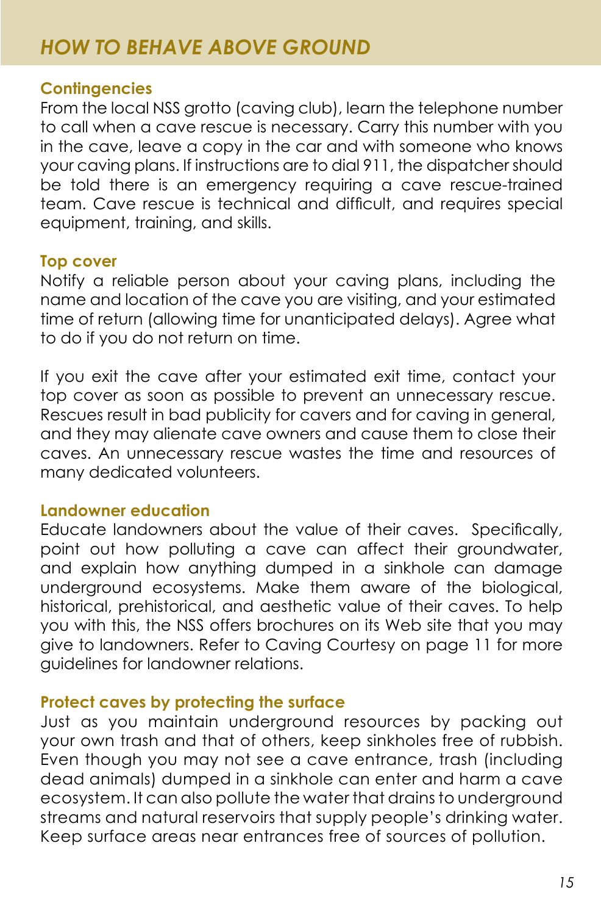## *HOW TO BEHAVE ABOVE GROUND*

### Contingencies

From the local NSS grotto (caving club), learn the telephone number to call when a cave rescue is necessary. Carry this number with you in the cave, leave a copy in the car and with someone who knows your caving plans. If instructions are to dial 911, the dispatcher should be told there is an emergency requiring a cave rescue-trained team. Cave rescue is technical and difficult, and requires special equipment, training, and skills.

### Top cover

Notify a reliable person about your caving plans, including the name and location of the cave you are visiting, and your estimated time of return (allowing time for unanticipated delays). Agree what to do if you do not return on time.

If you exit the cave after your estimated exit time, contact your top cover as soon as possible to prevent an unnecessary rescue. Rescues result in bad publicity for cavers and for caving in general, and they may alienate cave owners and cause them to close their caves. An unnecessary rescue wastes the time and resources of many dedicated volunteers.

### Landowner education

Educate landowners about the value of their caves. Specifically, point out how polluting a cave can affect their groundwater, and explain how anything dumped in a sinkhole can damage underground ecosystems. Make them aware of the biological, historical, prehistorical, and aesthetic value of their caves. To help you with this, the NSS offers brochures on its Web site that you may give to landowners. Refer to Caving Courtesy on page 11 for more guidelines for landowner relations.

### Protect caves by protecting the surface

Just as you maintain underground resources by packing out your own trash and that of others, keep sinkholes free of rubbish. Even though you may not see a cave entrance, trash (including dead animals) dumped in a sinkhole can enter and harm a cave ecosystem. It can also pollute the water that drains to underground streams and natural reservoirs that supply people's drinking water. Keep surface areas near entrances free of sources of pollution.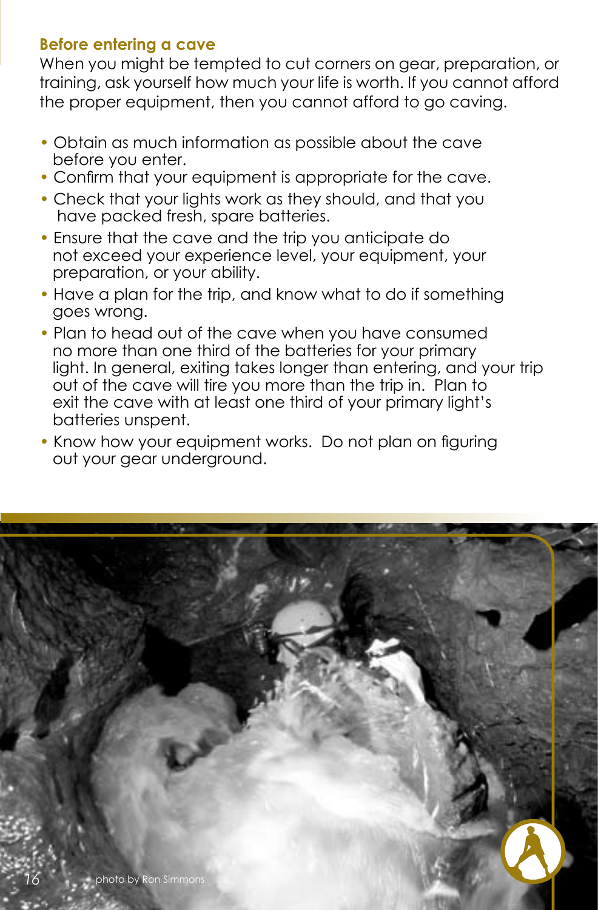## Before entering a cave

When you might be tempted to cut corners on gear, preparation, or training, ask yourself how much your life is worth. If you cannot afford the proper equipment, then you cannot afford to go caving.

- Obtain as much information as possible about the cave before you enter.
- Confirm that your equipment is appropriate for the cave.
- Check that your lights work as they should, and that you have packed fresh, spare batteries.
- Ensure that the cave and the trip you anticipate do not exceed your experience level, your equipment, your preparation, or your ability.
- Have a plan for the trip, and know what to do if something goes wrong.
- Plan to head out of the cave when you have consumed no more than one third of the batteries for your primary light. In general, exiting takes longer than entering, and your trip out of the cave will tire you more than the trip in. Plan to exit the cave with at least one third of your primary light's batteries unspent.
- Know how your equipment works. Do not plan on figuring out your gear underground.

photo by Ron Simmons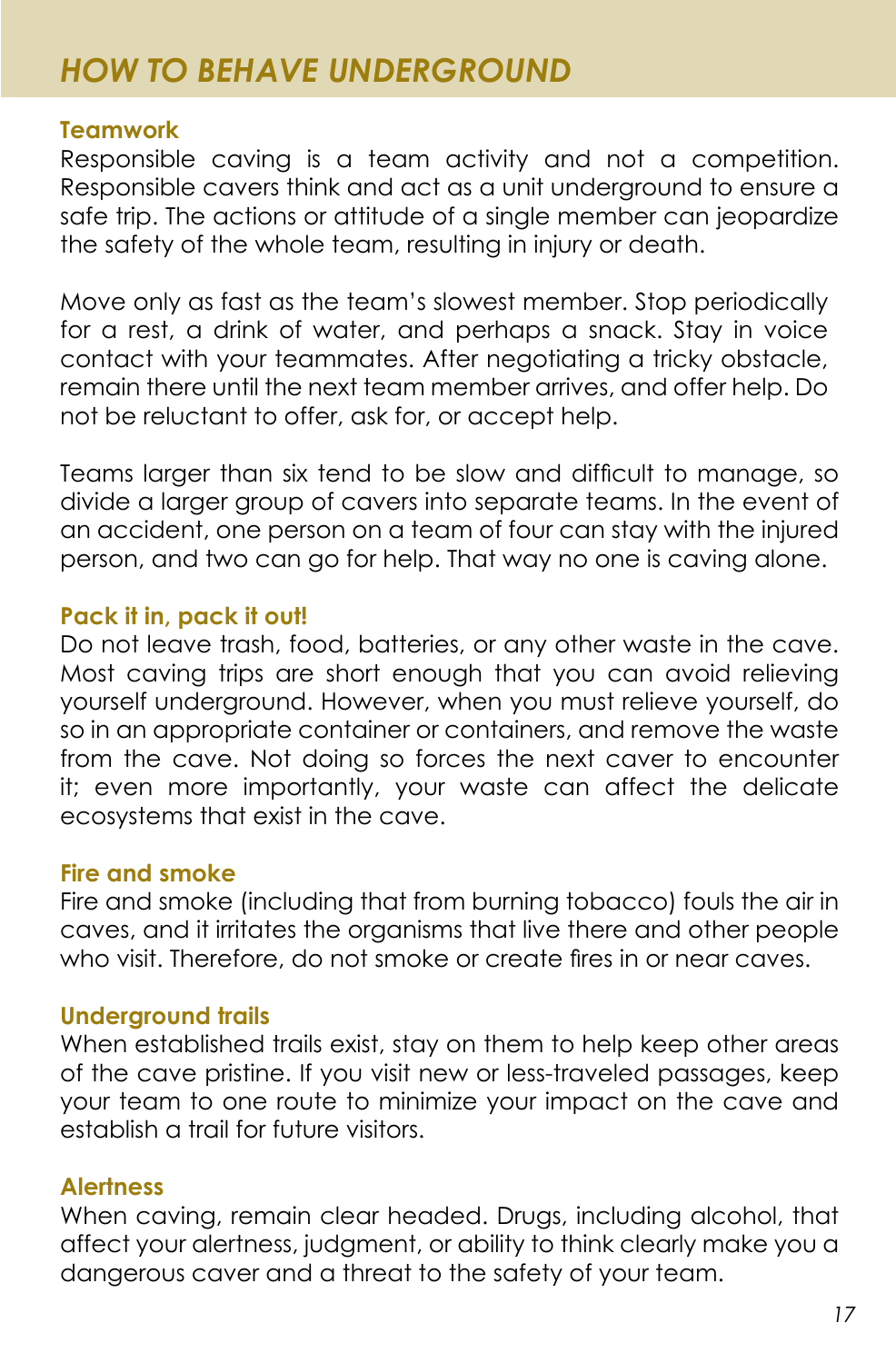# *HOW TO BEHAVE UNDERGROUND*

## Teamwork

Responsible caving is a team activity and not a competition. Responsible cavers think and act as a unit underground to ensure a safe trip. The actions or attitude of a single member can jeopardize the safety of the whole team, resulting in injury or death.

Move only as fast as the team's slowest member. Stop periodically for a rest, a drink of water, and perhaps a snack. Stay in voice contact with your teammates. After negotiating a tricky obstacle, remain there until the next team member arrives, and offer help. Do not be reluctant to offer, ask for, or accept help.

Teams larger than six tend to be slow and difficult to manage, so divide a larger group of cavers into separate teams. In the event of an accident, one person on a team of four can stay with the injured person, and two can go for help. That way no one is caving alone.

## Pack it in, pack it out!

Do not leave trash, food, batteries, or any other waste in the cave. Most caving trips are short enough that you can avoid relieving yourself underground. However, when you must relieve yourself, do so in an appropriate container or containers, and remove the waste from the cave. Not doing so forces the next caver to encounter it; even more importantly, your waste can affect the delicate ecosystems that exist in the cave.

## Fire and smoke

Fire and smoke (including that from burning tobacco) fouls the air in caves, and it irritates the organisms that live there and other people who visit. Therefore, do not smoke or create fires in or near caves.

## Underground trails

When established trails exist, stay on them to help keep other areas of the cave pristine. If you visit new or less-traveled passages, keep your team to one route to minimize your impact on the cave and establish a trail for future visitors.

## Alertness

When caving, remain clear headed. Drugs, including alcohol, that affect your alertness, judgment, or ability to think clearly make you a dangerous caver and a threat to the safety of your team.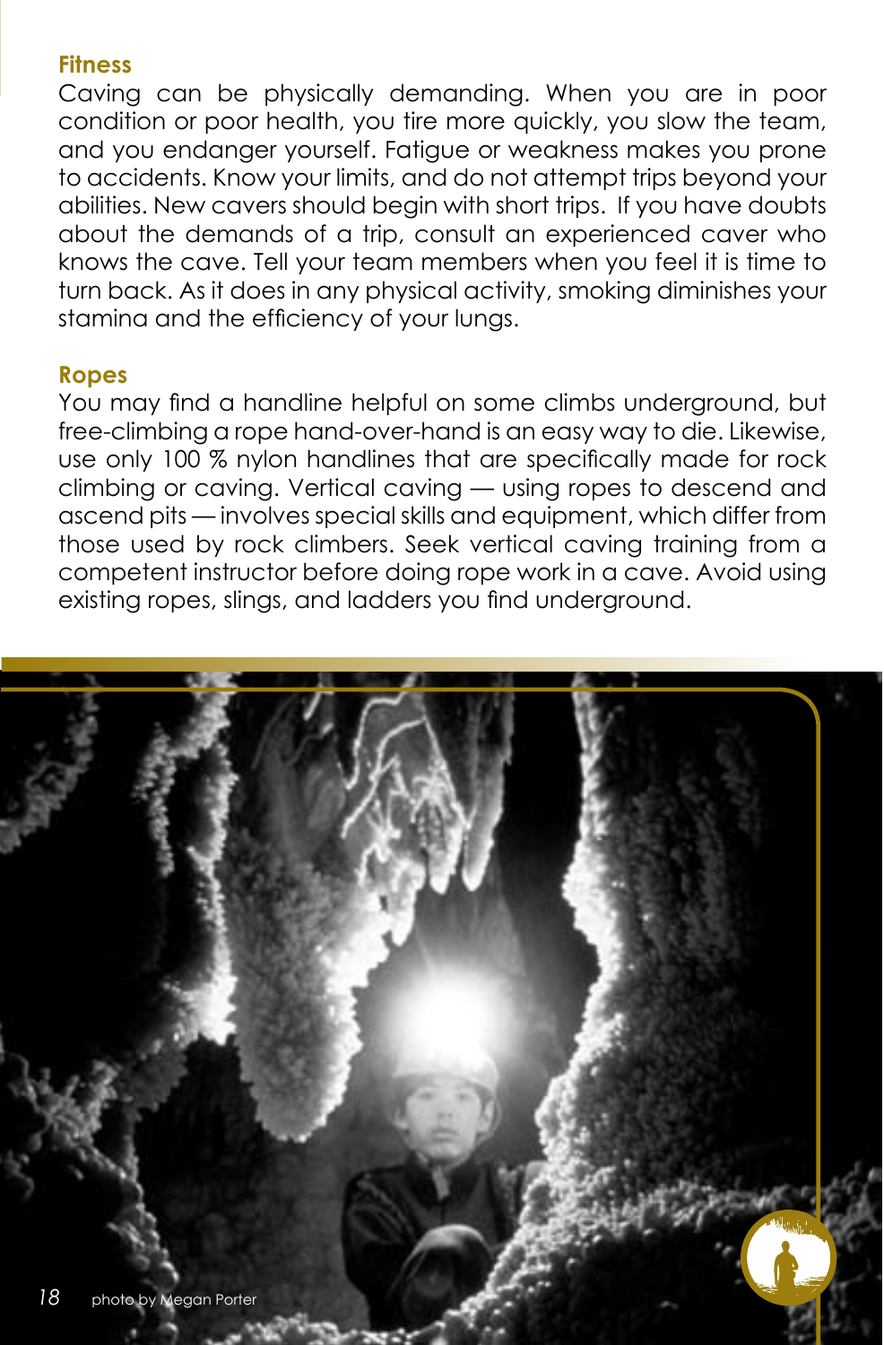### Fitness

Caving can be physically demanding. When you are in poor condition or poor health, you tire more quickly, you slow the team, and you endanger yourself. Fatigue or weakness makes you prone to accidents. Know your limits, and do not attempt trips beyond your abilities. New cavers should begin with short trips. If you have doubts about the demands of a trip, consult an experienced caver who knows the cave. Tell your team members when you feel it is time to turn back. As it does in any physical activity, smoking diminishes your stamina and the efficiency of your lungs.

### Ropes

You may find a handline helpful on some climbs underground, but free-climbing a rope hand-over-hand is an easy way to die. Likewise, use only 100 % nylon handlines that are specifically made for rock climbing or caving. Vertical caving — using ropes to descend and ascend pits — involves special skills and equipment, which differ from those used by rock climbers. Seek vertical caving training from a competent instructor before doing rope work in a cave. Avoid using existing ropes, slings, and ladders you find underground.

photo by Megan Porter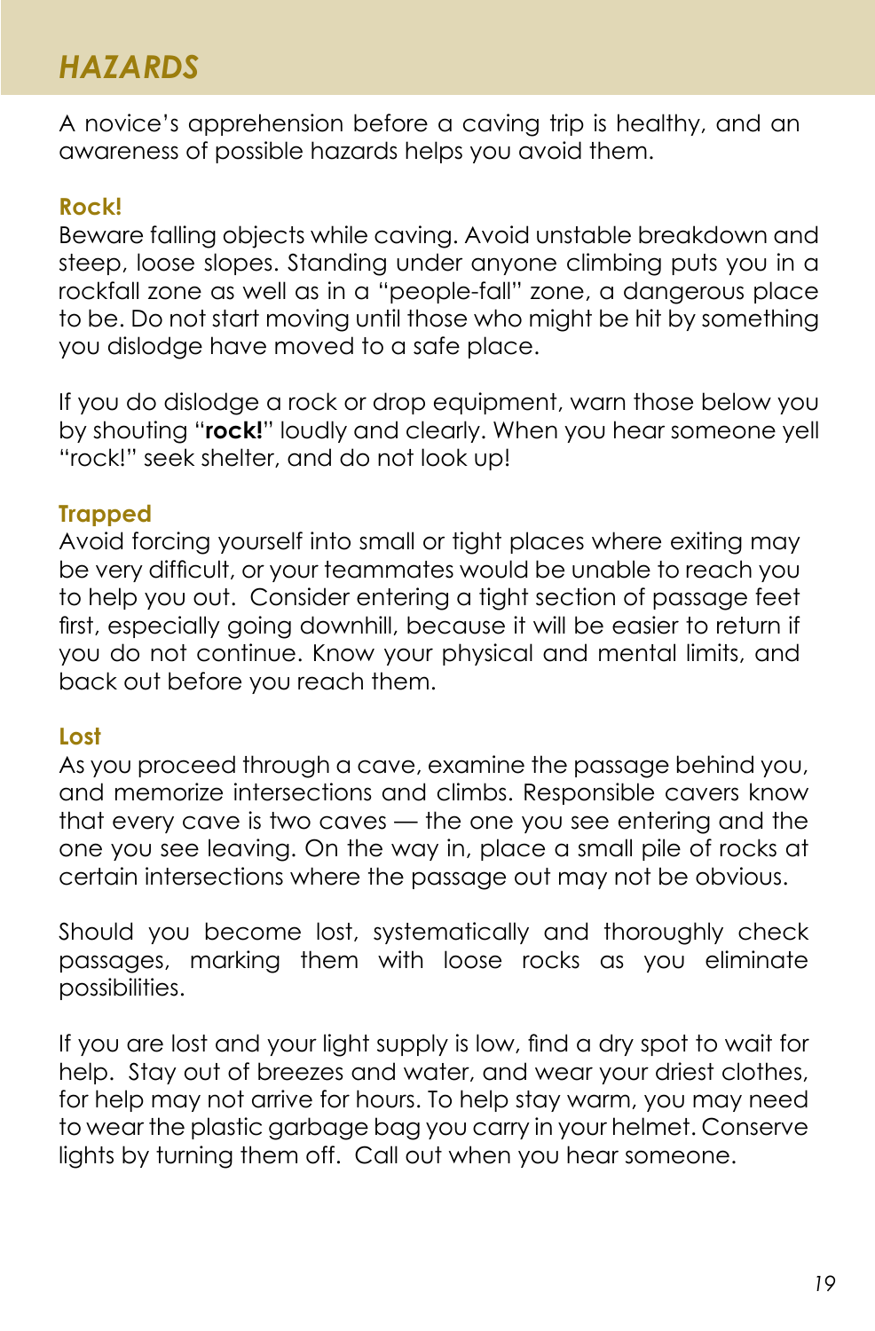# *HAZARDS*

A novice's apprehension before a caving trip is healthy, and an awareness of possible hazards helps you avoid them.

### Rock!

Beware falling objects while caving. Avoid unstable breakdown and steep, loose slopes. Standing under anyone climbing puts you in a rockfall zone as well as in a "people-fall" zone, a dangerous place to be. Do not start moving until those who might be hit by something you dislodge have moved to a safe place.

If you do dislodge a rock or drop equipment, warn those below you by shouting "**rock!**" loudly and clearly. When you hear someone yell "rock!" seek shelter, and do not look up!

### Trapped

Avoid forcing yourself into small or tight places where exiting may be very difficult, or your teammates would be unable to reach you to help you out. Consider entering a tight section of passage feet first, especially going downhill, because it will be easier to return if you do not continue. Know your physical and mental limits, and back out before you reach them.

### Lost

As you proceed through a cave, examine the passage behind you, and memorize intersections and climbs. Responsible cavers know that every cave is two caves — the one you see entering and the one you see leaving. On the way in, place a small pile of rocks at certain intersections where the passage out may not be obvious.

Should you become lost, systematically and thoroughly check passages, marking them with loose rocks as you eliminate possibilities.

If you are lost and your light supply is low, find a dry spot to wait for help. Stay out of breezes and water, and wear your driest clothes, for help may not arrive for hours. To help stay warm, you may need to wear the plastic garbage bag you carry in your helmet. Conserve lights by turning them off. Call out when you hear someone.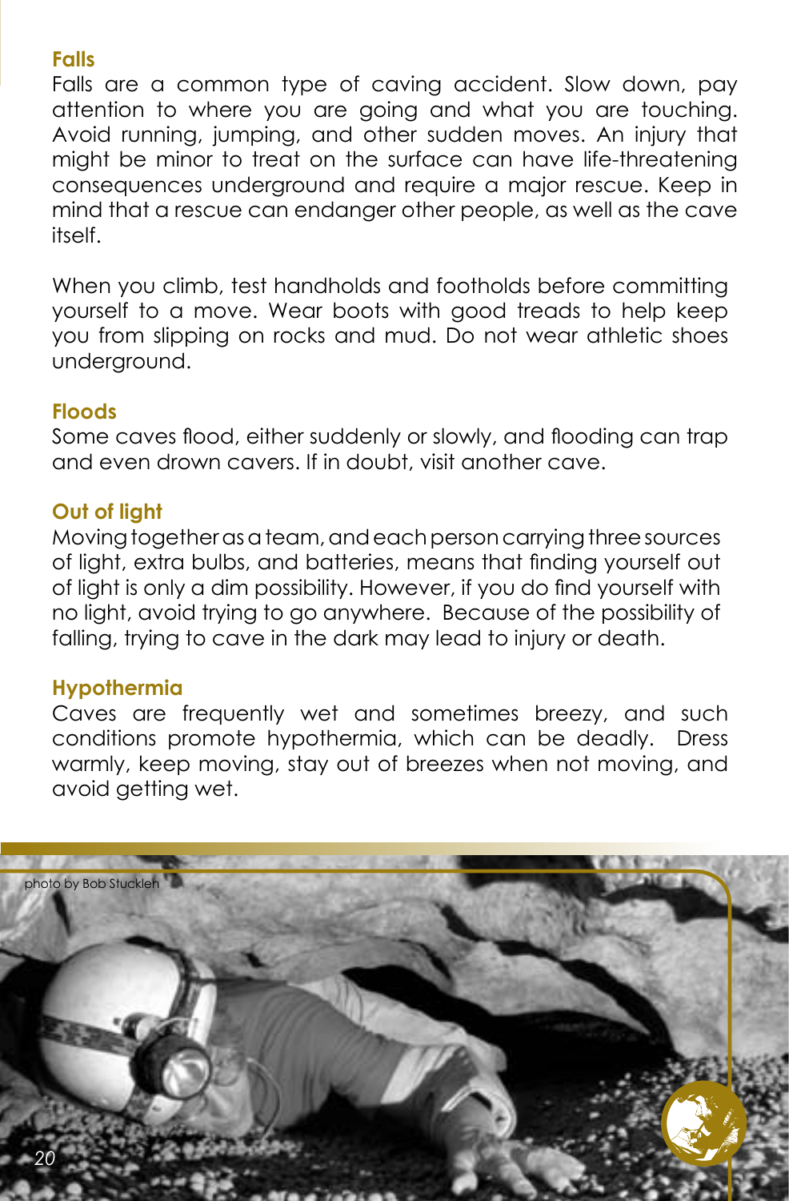### Falls

Falls are a common type of caving accident. Slow down, pay attention to where you are going and what you are touching. Avoid running, jumping, and other sudden moves. An injury that might be minor to treat on the surface can have life-threatening consequences underground and require a major rescue. Keep in mind that a rescue can endanger other people, as well as the cave itself.

When you climb, test handholds and footholds before committing yourself to a move. Wear boots with good treads to help keep you from slipping on rocks and mud. Do not wear athletic shoes underground.

### Floods

Some caves flood, either suddenly or slowly, and flooding can trap and even drown cavers. If in doubt, visit another cave.

### Out of light

Moving together as a team, and each person carrying three sources of light, extra bulbs, and batteries, means that finding yourself out of light is only a dim possibility. However, if you do find yourself with no light, avoid trying to go anywhere. Because of the possibility of falling, trying to cave in the dark may lead to injury or death.

### Hypothermia

Caves are frequently wet and sometimes breezy, and such conditions promote hypothermia, which can be deadly. Dress warmly, keep moving, stay out of breezes when not moving, and avoid getting wet.

photo by Bob Stucklen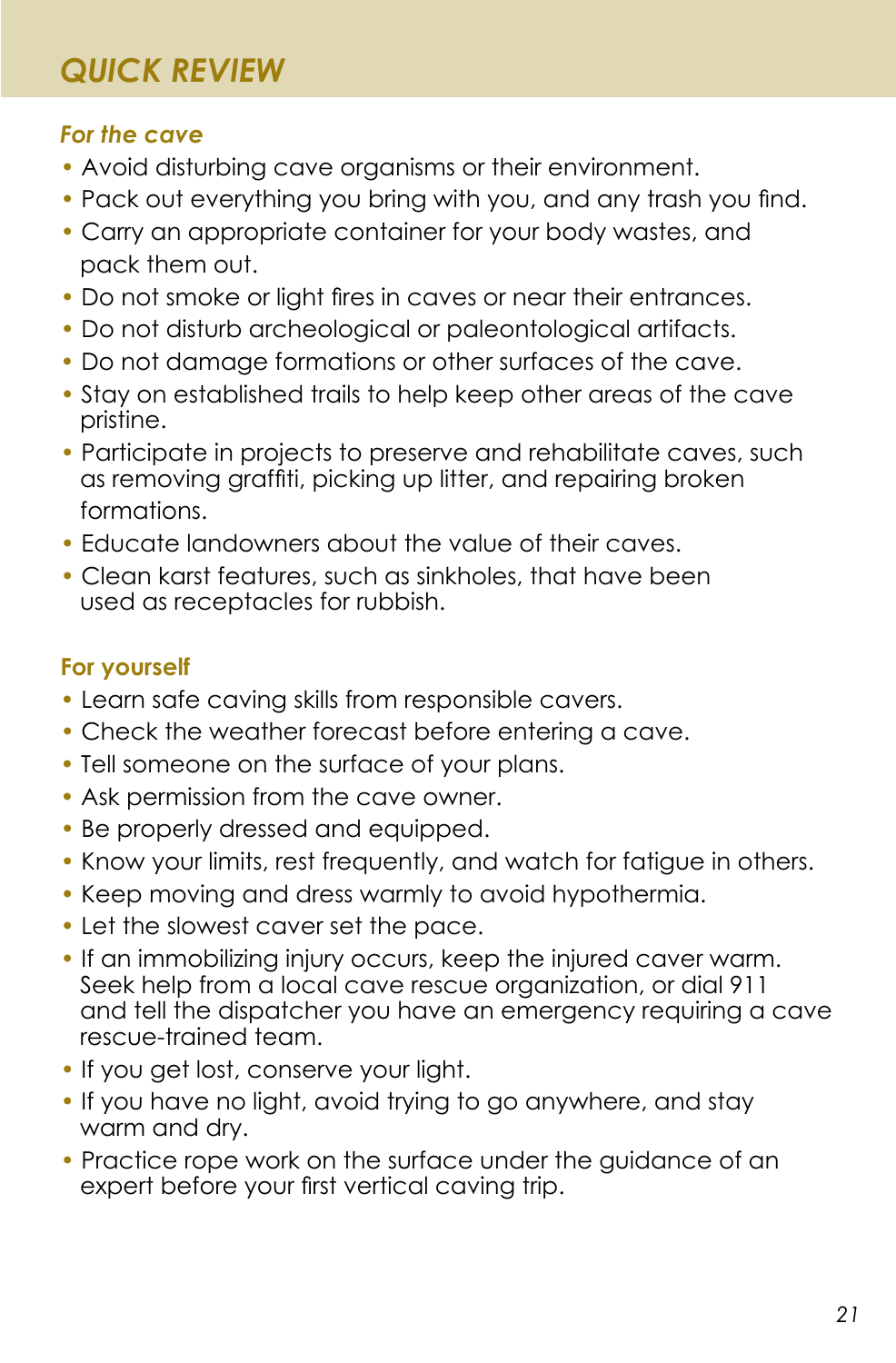# *QUICK REVIEW*

### *For the cave*

- Avoid disturbing cave organisms or their environment.
- Pack out everything you bring with you, and any trash you find.
- Carry an appropriate container for your body wastes, and pack them out.
- Do not smoke or light fires in caves or near their entrances.
- Do not disturb archeological or paleontological artifacts.
- Do not damage formations or other surfaces of the cave.
- Stay on established trails to help keep other areas of the cave pristine.
- Participate in projects to preserve and rehabilitate caves, such as removing graffiti, picking up litter, and repairing broken formations.
- Educate landowners about the value of their caves.
- Clean karst features, such as sinkholes, that have been used as receptacles for rubbish.

### For yourself

- Learn safe caving skills from responsible cavers.
- Check the weather forecast before entering a cave.
- Tell someone on the surface of your plans.
- Ask permission from the cave owner.
- Be properly dressed and equipped.
- Know your limits, rest frequently, and watch for fatigue in others.
- Keep moving and dress warmly to avoid hypothermia.
- Let the slowest caver set the pace.
- If an immobilizing injury occurs, keep the injured caver warm. Seek help from a local cave rescue organization, or dial 911 and tell the dispatcher you have an emergency requiring a cave rescue-trained team.
- If you get lost, conserve your light.
- If you have no light, avoid trying to go anywhere, and stay warm and dry.
- Practice rope work on the surface under the guidance of an expert before your first vertical caving trip.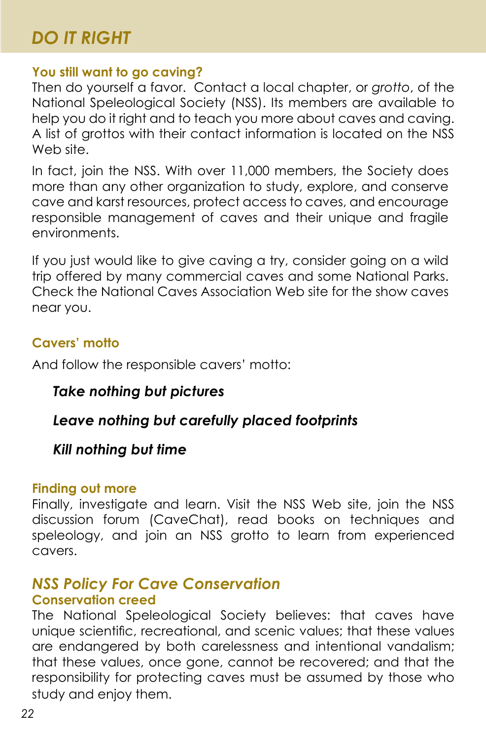# *DO IT RIGHT*

### You still want to go caving?

Then do yourself a favor. Contact a local chapter, or *grotto*, of the National Speleological Society (NSS). Its members are available to help you do it right and to teach you more about caves and caving. A list of grottos with their contact information is located on the NSS Web site.

In fact, join the NSS. With over 11,000 members, the Society does more than any other organization to study, explore, and conserve cave and karst resources, protect access to caves, and encourage responsible management of caves and their unique and fragile environments.

If you just would like to give caving a try, consider going on a wild trip offered by many commercial caves and some National Parks. Check the National Caves Association Web site for the show caves near you.

### Cavers' motto

And follow the responsible cavers' motto:

***Take nothing but pictures***

***Leave nothing but carefully placed footprints***

***Kill nothing but time***

### Finding out more

Finally, investigate and learn. Visit the NSS Web site, join the NSS discussion forum (CaveChat), read books on techniques and speleology, and join an NSS grotto to learn from experienced cavers.

## *NSS Policy For Cave Conservation*

### Conservation creed

The National Speleological Society believes: that caves have unique scientific, recreational, and scenic values; that these values are endangered by both carelessness and intentional vandalism; that these values, once gone, cannot be recovered; and that the responsibility for protecting caves must be assumed by those who study and enjoy them.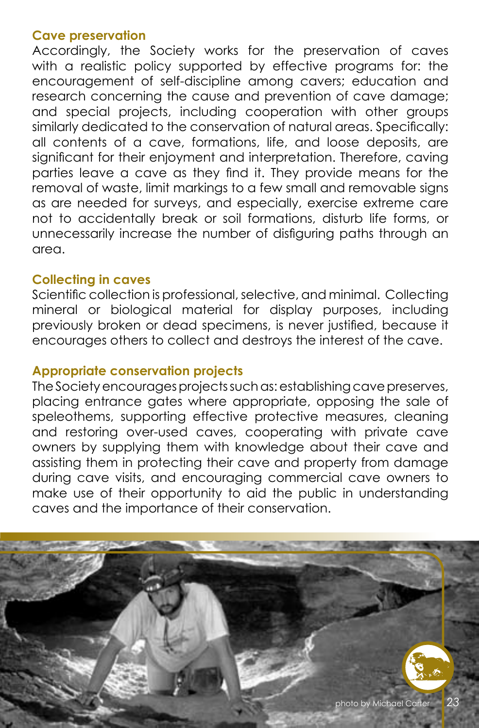### Cave preservation

Accordingly, the Society works for the preservation of caves with a realistic policy supported by effective programs for: the encouragement of self-discipline among cavers; education and research concerning the cause and prevention of cave damage; and special projects, including cooperation with other groups similarly dedicated to the conservation of natural areas. Specifically: all contents of a cave, formations, life, and loose deposits, are significant for their enjoyment and interpretation. Therefore, caving parties leave a cave as they find it. They provide means for the removal of waste, limit markings to a few small and removable signs as are needed for surveys, and especially, exercise extreme care not to accidentally break or soil formations, disturb life forms, or unnecessarily increase the number of disfiguring paths through an area.

### Collecting in caves

Scientific collection is professional, selective, and minimal. Collecting mineral or biological material for display purposes, including previously broken or dead specimens, is never justified, because it encourages others to collect and destroys the interest of the cave.

### Appropriate conservation projects

The Society encourages projects such as: establishing cave preserves, placing entrance gates where appropriate, opposing the sale of speleothems, supporting effective protective measures, cleaning and restoring over-used caves, cooperating with private cave owners by supplying them with knowledge about their cave and assisting them in protecting their cave and property from damage during cave visits, and encouraging commercial cave owners to make use of their opportunity to aid the public in understanding caves and the importance of their conservation.

photo by Michael Carter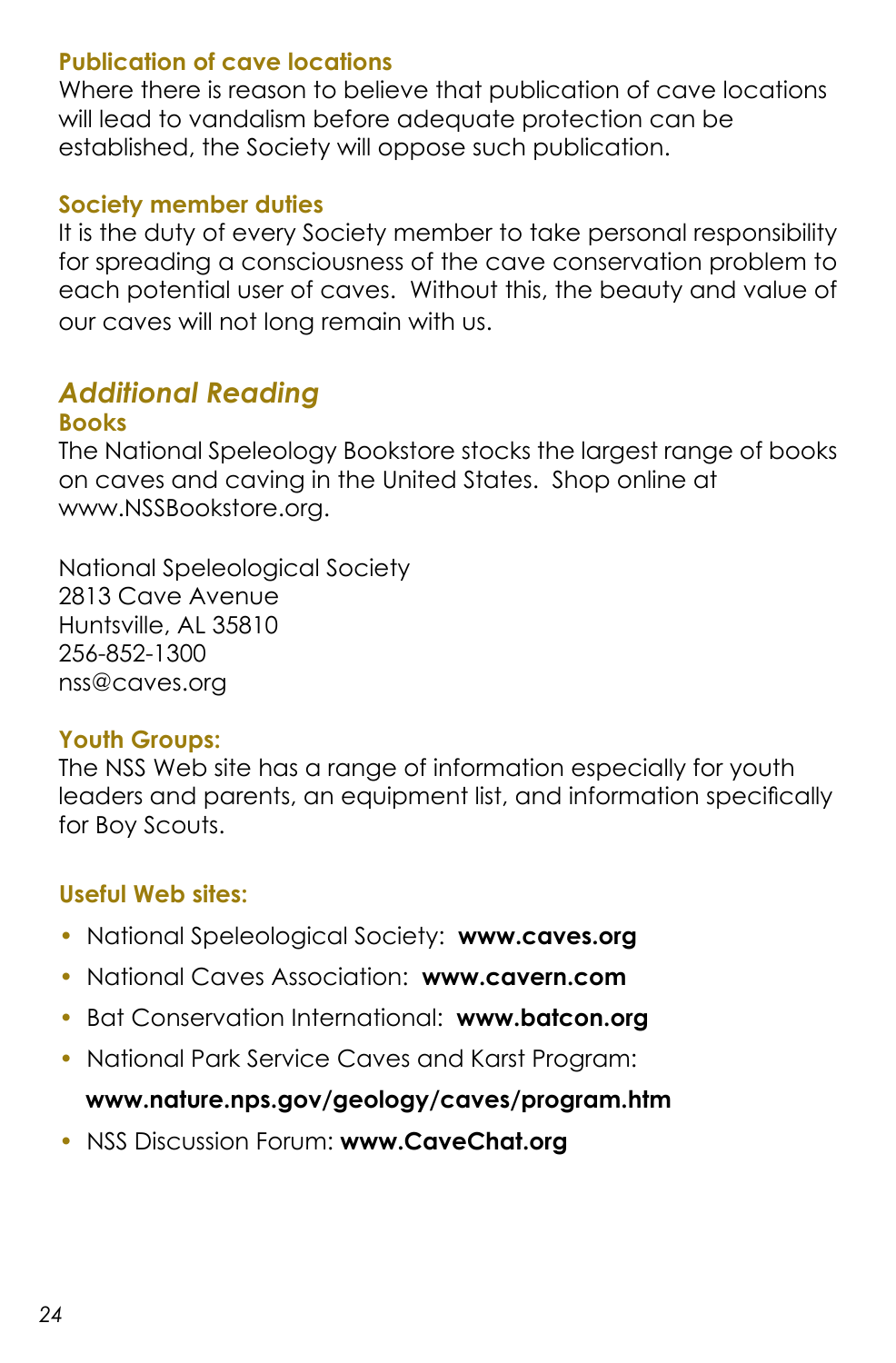### Publication of cave locations

Where there is reason to believe that publication of cave locations will lead to vandalism before adequate protection can be established, the Society will oppose such publication.

### Society member duties

It is the duty of every Society member to take personal responsibility for spreading a consciousness of the cave conservation problem to each potential user of caves. Without this, the beauty and value of our caves will not long remain with us.

## *Additional Reading*

### Books

The National Speleology Bookstore stocks the largest range of books on caves and caving in the United States. Shop online at www.NSSBookstore.org.

National Speleological Society
2813 Cave Avenue
Huntsville, AL 35810
256-852-1300
nss@caves.org

### Youth Groups:

The NSS Web site has a range of information especially for youth leaders and parents, an equipment list, and information specifically for Boy Scouts.

### Useful Web sites:

- National Speleological Society: **www.caves.org**
- National Caves Association: **www.cavern.com**
- Bat Conservation International: **www.batcon.org**
- National Park Service Caves and Karst Program: **www.nature.nps.gov/geology/caves/program.htm**
- NSS Discussion Forum: **www.CaveChat.org**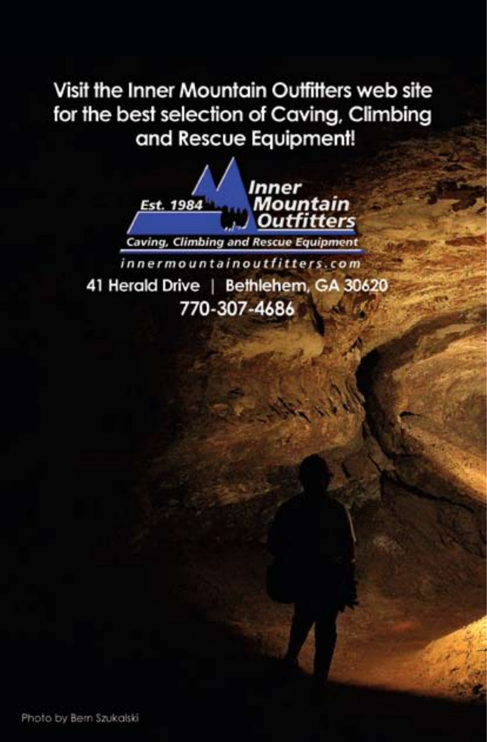Visit the Inner Mountain Outfitters web site for the best selection of Caving, Climbing and Rescue Equipment!

Est. 1984

**Inner Mountain Outfitters**

*Caving, Climbing and Rescue Equipment*

*innermountainoutfitters.com*

41 Herald Drive | Bethlehem, GA 30620

770-307-4686

Photo by Bern Szukalski